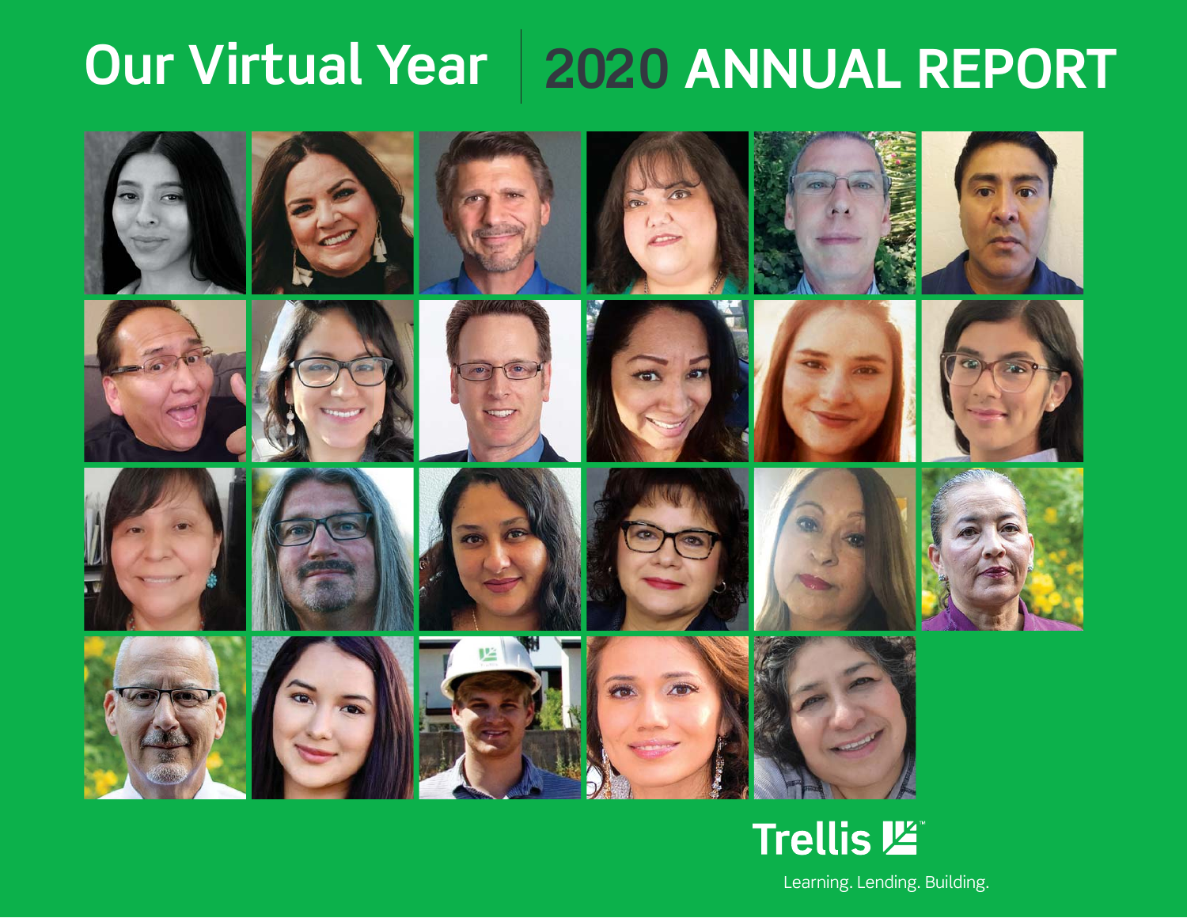# Our Virtual Year | 2020 ANNUAL REPORT

Trellis

Learning. Lending. Building.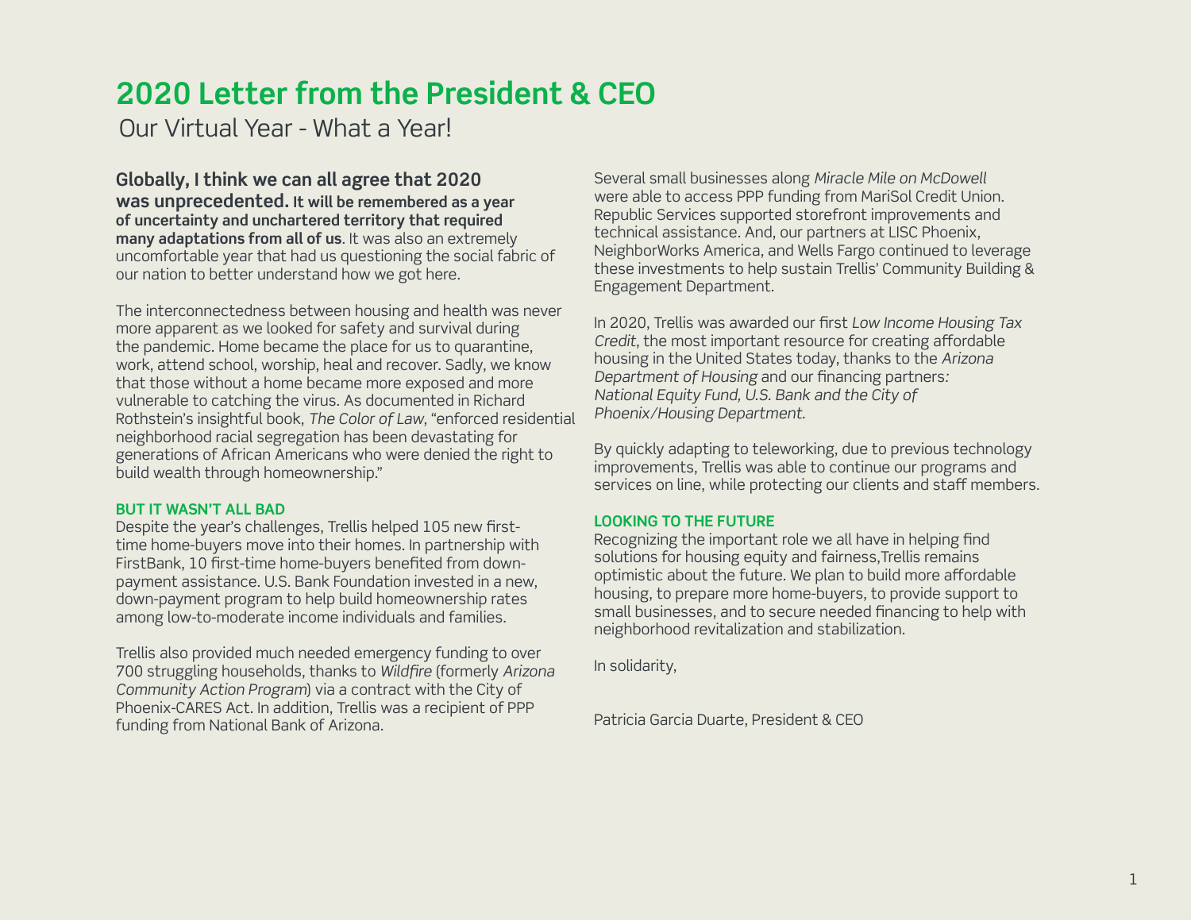# 2020 Letter from the President & CEO

Our Virtual Year - What a Year!

**Globally, I think we can all agree that 2020 was unprecedented. It will be remembered as a year of uncertainty and unchartered territory that required many adaptations from all of us**. It was also an extremely uncomfortable year that had us questioning the social fabric of our nation to better understand how we got here.

The interconnectedness between housing and health was never more apparent as we looked for safety and survival during the pandemic. Home became the place for us to quarantine, work, attend school, worship, heal and recover. Sadly, we know that those without a home became more exposed and more vulnerable to catching the virus. As documented in Richard Rothstein's insightful book, *The Color of Law*, "enforced residential neighborhood racial segregation has been devastating for generations of African Americans who were denied the right to build wealth through homeownership."

### BUT IT WASN'T ALL BAD

Despite the year's challenges, Trellis helped 105 new first-time home-buyers move into their homes. In partnership with FirstBank, 10 first-time home-buyers benefited from down-payment assistance. U.S. Bank Foundation invested in a new, down-payment program to help build homeownership rates among low-to-moderate income individuals and families.

Trellis also provided much needed emergency funding to over 700 struggling households, thanks to *Wildfire* (formerly *Arizona Community Action Program*) via a contract with the City of Phoenix-CARES Act. In addition, Trellis was a recipient of PPP funding from National Bank of Arizona.

Several small businesses along *Miracle Mile on McDowell* were able to access PPP funding from MariSol Credit Union. Republic Services supported storefront improvements and technical assistance. And, our partners at LISC Phoenix, NeighborWorks America, and Wells Fargo continued to leverage these investments to help sustain Trellis' Community Building & Engagement Department.

In 2020, Trellis was awarded our first *Low Income Housing Tax Credit*, the most important resource for creating affordable housing in the United States today, thanks to the *Arizona Department of Housing* and our financing partners*: National Equity Fund, U.S. Bank and the City of Phoenix/Housing Department*.

By quickly adapting to teleworking, due to previous technology improvements, Trellis was able to continue our programs and services on line, while protecting our clients and staff members.

### LOOKING TO THE FUTURE

Recognizing the important role we all have in helping find solutions for housing equity and fairness,Trellis remains optimistic about the future. We plan to build more affordable housing, to prepare more home-buyers, to provide support to small businesses, and to secure needed financing to help with neighborhood revitalization and stabilization.

In solidarity,

Patricia Garcia Duarte, President & CEO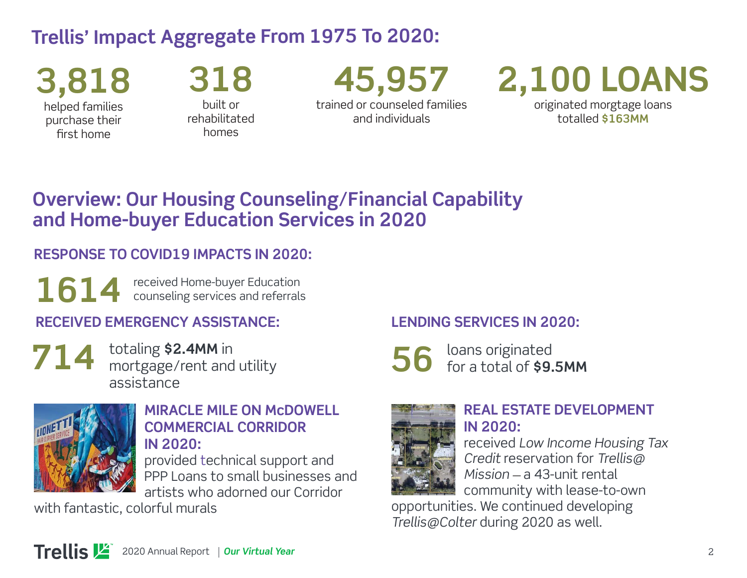## Trellis' Impact Aggregate From 1975 To 2020:

**3,818**
helped families purchase their first home

**318**
built or rehabilitated homes

**45,957**
trained or counseled families and individuals

**2,100 LOANS**
originated morgtage loans totalled **$163MM**

## Overview: Our Housing Counseling/Financial Capability and Home-buyer Education Services in 2020

### RESPONSE TO COVID19 IMPACTS IN 2020:

**1614** received Home-buyer Education counseling services and referrals

### RECEIVED EMERGENCY ASSISTANCE:

**714** totaling **$2.4MM** in mortgage/rent and utility assistance

### MIRACLE MILE ON McDOWELL COMMERCIAL CORRIDOR IN 2020:

provided technical support and PPP Loans to small businesses and artists who adorned our Corridor with fantastic, colorful murals

### LENDING SERVICES IN 2020:

**56** loans originated for a total of **$9.5MM**

### REAL ESTATE DEVELOPMENT IN 2020:

received *Low Income Housing Tax Credit* reservation for *Trellis@ Mission* – a 43-unit rental community with lease-to-own opportunities. We continued developing *Trellis@Colter* during 2020 as well.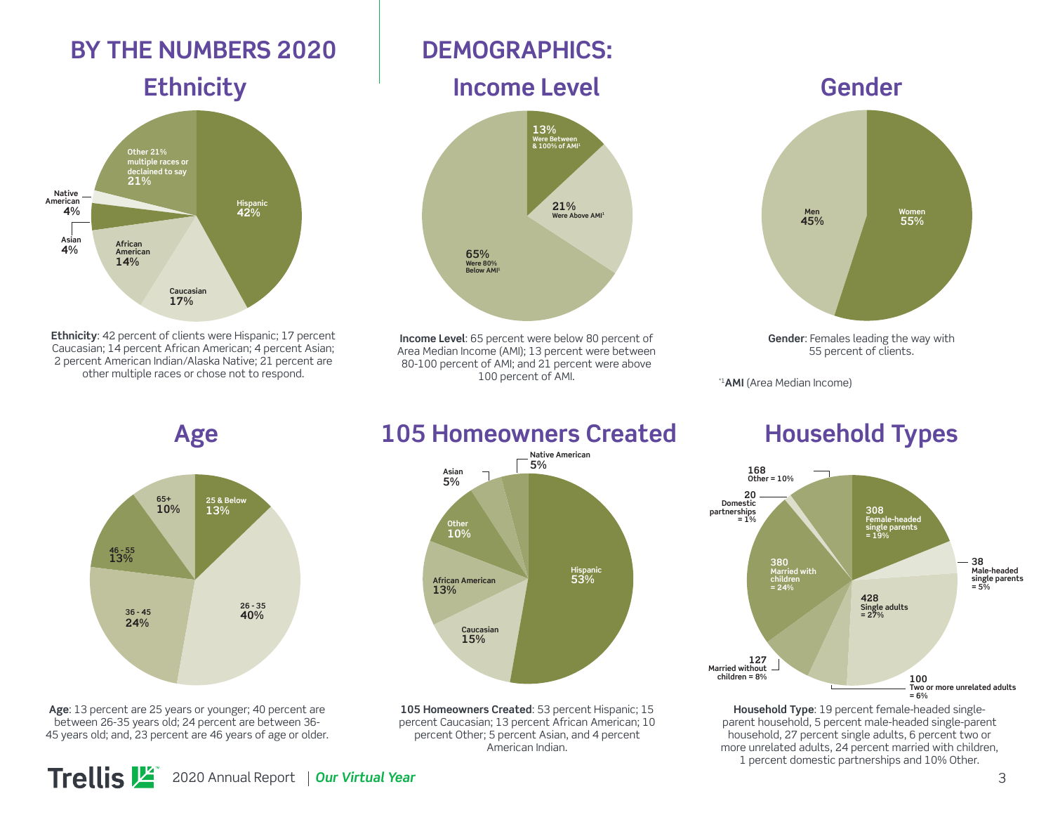# BY THE NUMBERS 2020

# DEMOGRAPHICS:

## Ethnicity

Other 21% multiple races or declained to say 21%
Hispanic 42%
Caucasian 17%
African American 14%
Asian 4%
Native American 4%

**Ethnicity**: 42 percent of clients were Hispanic; 17 percent Caucasian; 14 percent African American; 4 percent Asian; 2 percent American Indian/Alaska Native; 21 percent are other multiple races or chose not to respond.

## Income Level

13% Were Between & 100% of AMI[1]
21% Were Above AMI[1]
65% Were 80% Below AMI[1]

**Income Level**: 65 percent were below 80 percent of Area Median Income (AMI); 13 percent were between 80-100 percent of AMI; and 21 percent were above 100 percent of AMI.

## Gender

Men 45%
Women 55%

**Gender**: Females leading the way with 55 percent of clients.

*[1]**AMI** (Area Median Income)

## Age

25 & Below 13%
26 - 35 40%
36 - 45 24%
46 - 55 13%
65+ 10%

**Age**: 13 percent are 25 years or younger; 40 percent are between 26-35 years old; 24 percent are between 36-45 years old; and, 23 percent are 46 years of age or older.

## 105 Homeowners Created

Hispanic 53%
Caucasian 15%
African American 13%
Other 10%
Asian 5%
Native American 5%

**105 Homeowners Created**: 53 percent Hispanic; 15 percent Caucasian; 13 percent African American; 10 percent Other; 5 percent Asian, and 4 percent American Indian.

## Household Types

308 Female-headed single parents = 19%
38 Male-headed single parents = 5%
428 Single adults = 27%
100 Two or more unrelated adults = 6%
127 Married without children = 8%
380 Married with children = 24%
20 Domestic partnerships = 1%
168 Other = 10%

**Household Type**: 19 percent female-headed single-parent household, 5 percent male-headed single-parent household, 27 percent single adults, 6 percent two or more unrelated adults, 24 percent married with children, 1 percent domestic partnerships and 10% Other.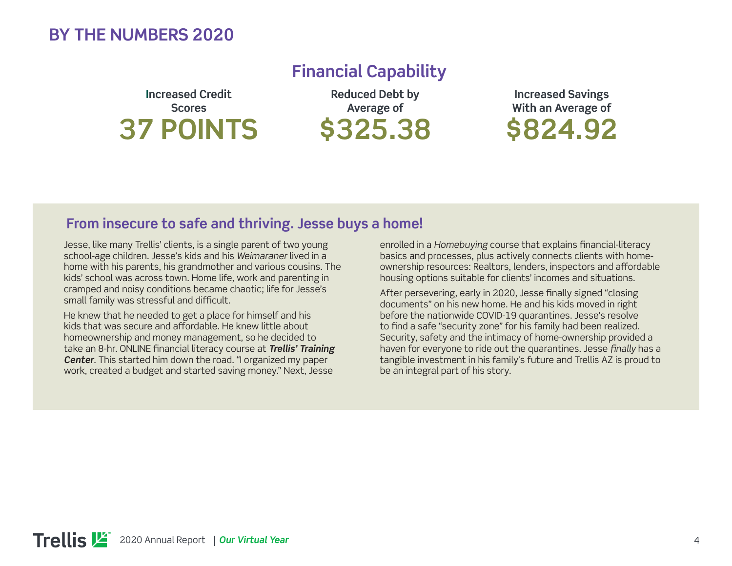# BY THE NUMBERS 2020

## Financial Capability

**Increased Credit Scores**
**37 POINTS**

**Reduced Debt by Average of**
**$325.38**

**Increased Savings With an Average of**
**$824.92**

### From insecure to safe and thriving. Jesse buys a home!

Jesse, like many Trellis' clients, is a single parent of two young school-age children. Jesse's kids and his *Weimaraner* lived in a home with his parents, his grandmother and various cousins. The kids' school was across town. Home life, work and parenting in cramped and noisy conditions became chaotic; life for Jesse's small family was stressful and difficult.

He knew that he needed to get a place for himself and his kids that was secure and affordable. He knew little about homeownership and money management, so he decided to take an 8-hr. ONLINE financial literacy course at ***Trellis' Training Center***. This started him down the road. "I organized my paper work, created a budget and started saving money." Next, Jesse enrolled in a *Homebuying* course that explains financial-literacy basics and processes, plus actively connects clients with home-ownership resources: Realtors, lenders, inspectors and affordable housing options suitable for clients' incomes and situations.

After persevering, early in 2020, Jesse finally signed "closing documents" on his new home. He and his kids moved in right before the nationwide COVID-19 quarantines. Jesse's resolve to find a safe "security zone" for his family had been realized. Security, safety and the intimacy of home-ownership provided a haven for everyone to ride out the quarantines. Jesse *finally* has a tangible investment in his family's future and Trellis AZ is proud to be an integral part of his story.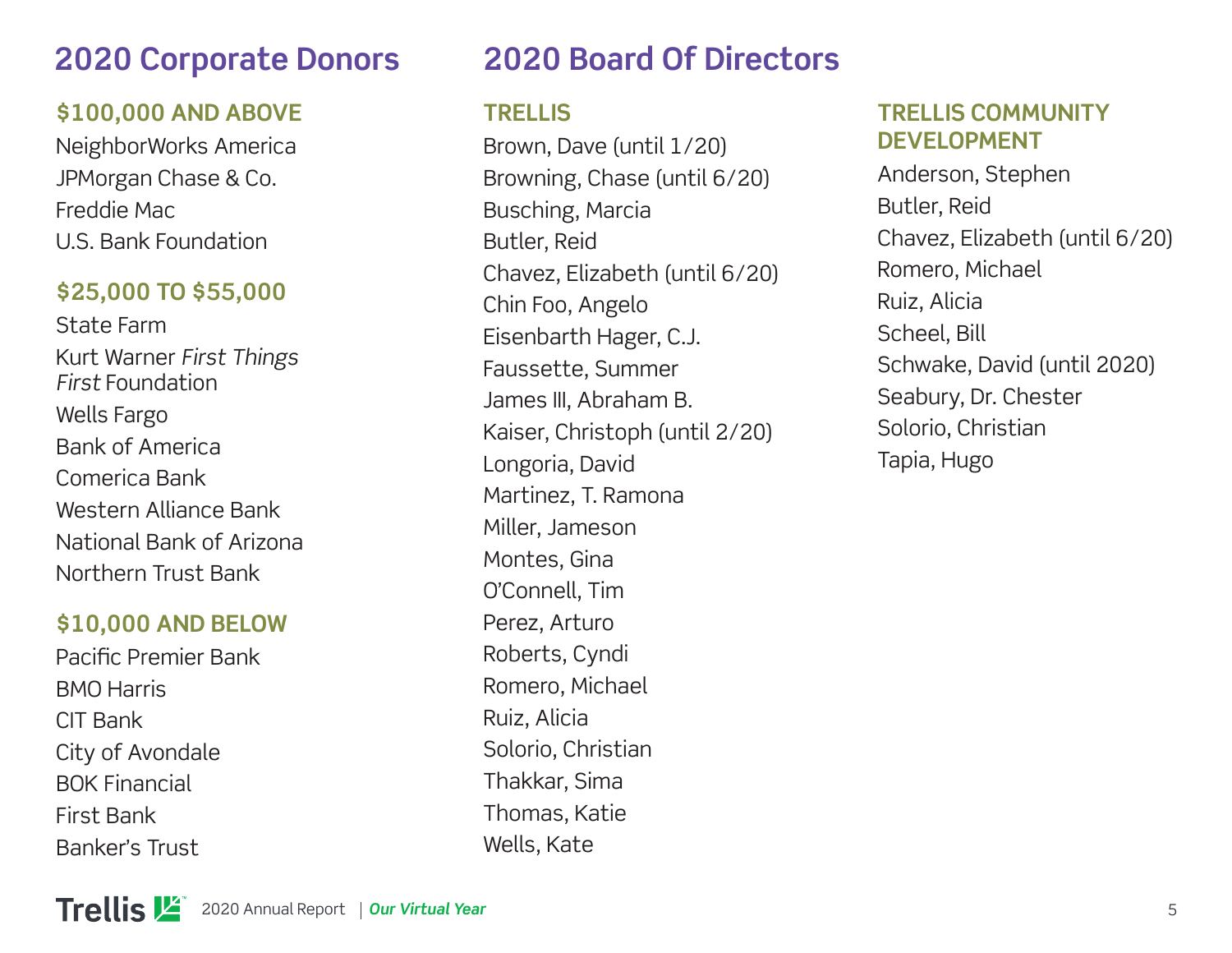## 2020 Corporate Donors

### $100,000 AND ABOVE

NeighborWorks America
JPMorgan Chase & Co.
Freddie Mac
U.S. Bank Foundation

### $25,000 TO $55,000

State Farm
Kurt Warner *First Things First* Foundation
Wells Fargo
Bank of America
Comerica Bank
Western Alliance Bank
National Bank of Arizona
Northern Trust Bank

### $10,000 AND BELOW

Pacific Premier Bank
BMO Harris
CIT Bank
City of Avondale
BOK Financial
First Bank
Banker's Trust

## 2020 Board Of Directors

### TRELLIS

Brown, Dave (until 1/20)
Browning, Chase (until 6/20)
Busching, Marcia
Butler, Reid
Chavez, Elizabeth (until 6/20)
Chin Foo, Angelo
Eisenbarth Hager, C.J.
Faussette, Summer
James III, Abraham B.
Kaiser, Christoph (until 2/20)
Longoria, David
Martinez, T. Ramona
Miller, Jameson
Montes, Gina
O'Connell, Tim
Perez, Arturo
Roberts, Cyndi
Romero, Michael
Ruiz, Alicia
Solorio, Christian
Thakkar, Sima
Thomas, Katie
Wells, Kate

### TRELLIS COMMUNITY DEVELOPMENT

Anderson, Stephen
Butler, Reid
Chavez, Elizabeth (until 6/20)
Romero, Michael
Ruiz, Alicia
Scheel, Bill
Schwake, David (until 2020)
Seabury, Dr. Chester
Solorio, Christian
Tapia, Hugo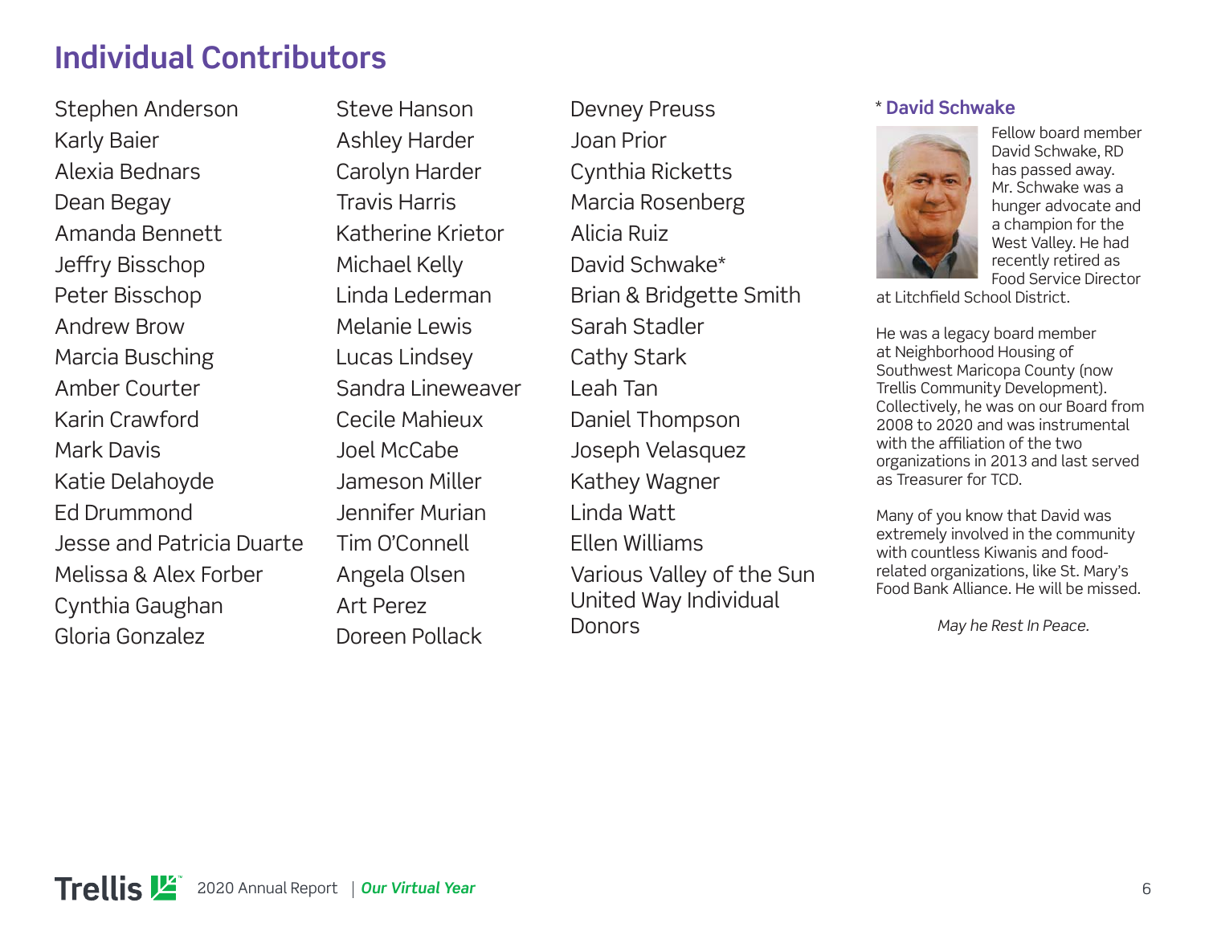## Individual Contributors

Stephen Anderson
Karly Baier
Alexia Bednars
Dean Begay
Amanda Bennett
Jeffry Bisschop
Peter Bisschop
Andrew Brow
Marcia Busching
Amber Courter
Karin Crawford
Mark Davis
Katie Delahoyde
Ed Drummond
Jesse and Patricia Duarte
Melissa & Alex Forber
Cynthia Gaughan
Gloria Gonzalez
Steve Hanson
Ashley Harder
Carolyn Harder
Travis Harris
Katherine Krietor
Michael Kelly
Linda Lederman
Melanie Lewis
Lucas Lindsey
Sandra Lineweaver
Cecile Mahieux
Joel McCabe
Jameson Miller
Jennifer Murian
Tim O'Connell
Angela Olsen
Art Perez
Doreen Pollack
Devney Preuss
Joan Prior
Cynthia Ricketts
Marcia Rosenberg
Alicia Ruiz
David Schwake*
Brian & Bridgette Smith
Sarah Stadler
Cathy Stark
Leah Tan
Daniel Thompson
Joseph Velasquez
Kathey Wagner
Linda Watt
Ellen Williams
Various Valley of the Sun United Way Individual Donors

### * David Schwake

Fellow board member David Schwake, RD has passed away. Mr. Schwake was a hunger advocate and a champion for the West Valley. He had recently retired as Food Service Director at Litchfield School District.

He was a legacy board member at Neighborhood Housing of Southwest Maricopa County (now Trellis Community Development). Collectively, he was on our Board from 2008 to 2020 and was instrumental with the affiliation of the two organizations in 2013 and last served as Treasurer for TCD.

Many of you know that David was extremely involved in the community with countless Kiwanis and food-related organizations, like St. Mary's Food Bank Alliance. He will be missed.

*May he Rest In Peace.*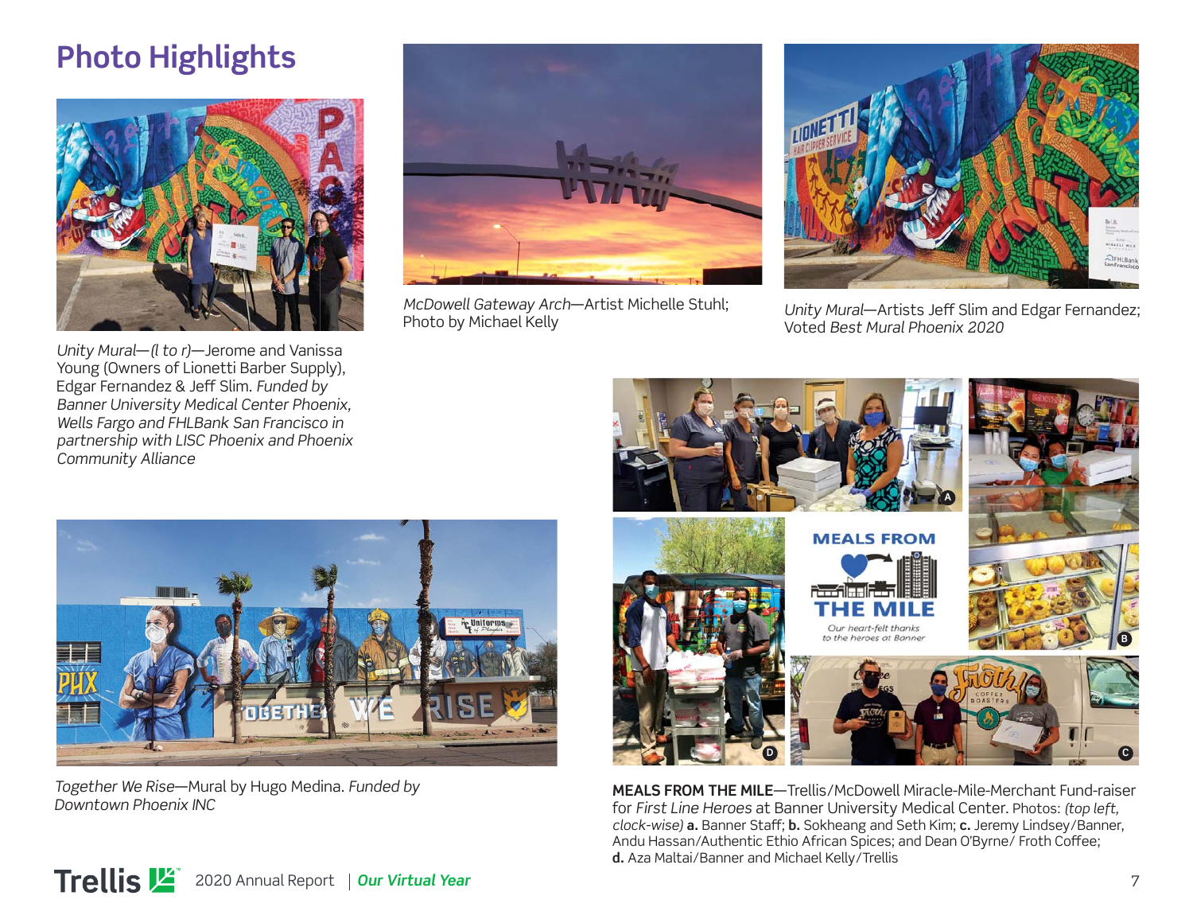# Photo Highlights

*Unity Mural—(l to r)*—Jerome and Vanissa Young (Owners of Lionetti Barber Supply), Edgar Fernandez & Jeff Slim. *Funded by Banner University Medical Center Phoenix, Wells Fargo and FHLBank San Francisco in partnership with LISC Phoenix and Phoenix Community Alliance*

*McDowell Gateway Arch*—Artist Michelle Stuhl; Photo by Michael Kelly

*Unity Mural*—Artists Jeff Slim and Edgar Fernandez; Voted *Best Mural Phoenix 2020*

*Together We Rise*—Mural by Hugo Medina. *Funded by Downtown Phoenix INC*

**MEALS FROM THE MILE**—Trellis/McDowell Miracle-Mile-Merchant Fund-raiser for *First Line Heroes* at Banner University Medical Center. Photos: *(top left, clock-wise)* **a.** Banner Staff; **b.** Sokheang and Seth Kim; **c.** Jeremy Lindsey/Banner, Andu Hassan/Authentic Ethio African Spices; and Dean O'Byrne/ Froth Coffee; **d.** Aza Maltai/Banner and Michael Kelly/Trellis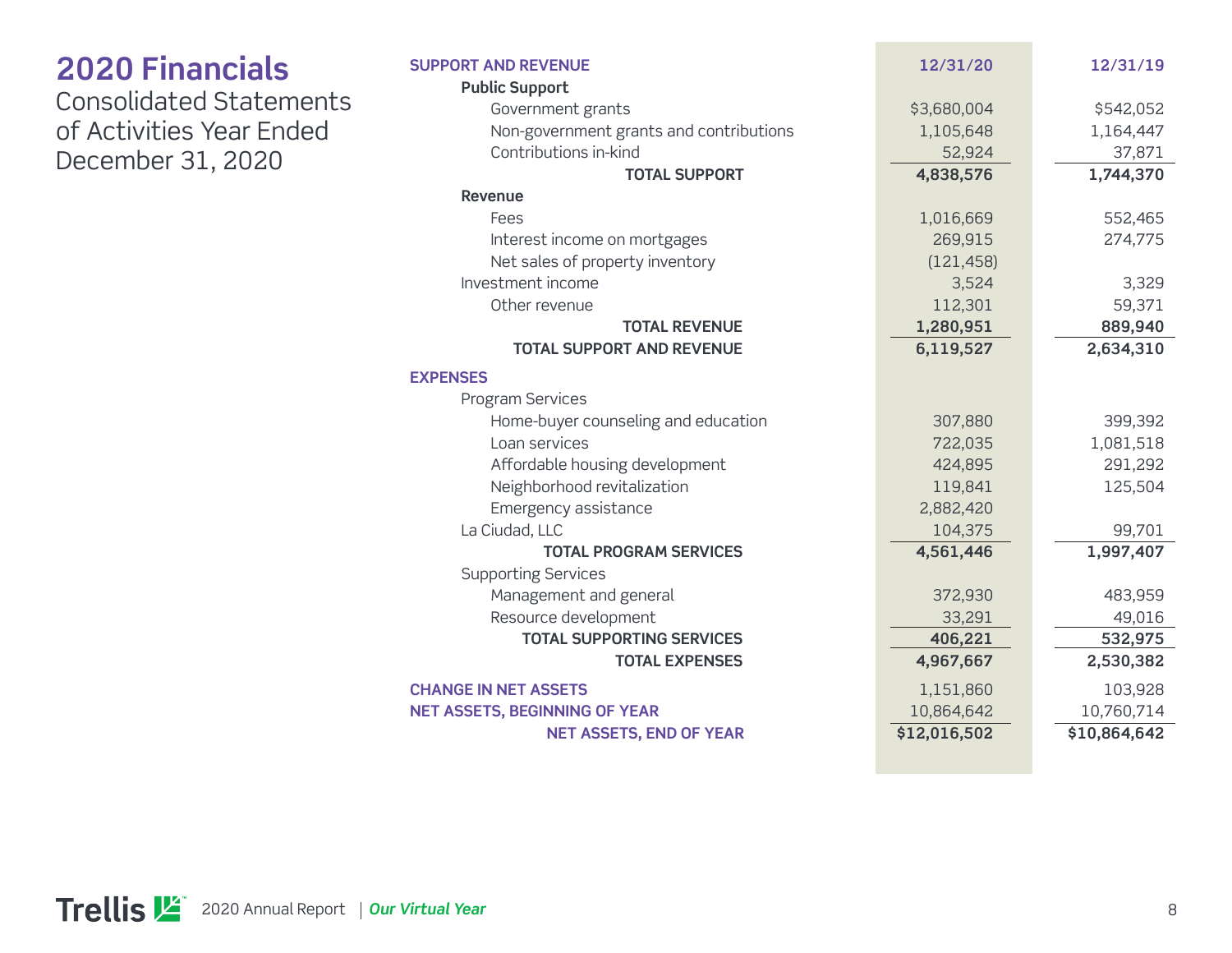# 2020 Financials

Consolidated Statements of Activities Year Ended December 31, 2020

| SUPPORT AND REVENUE | 12/31/20 | 12/31/19 |
|---|---|---|
| **Public Support** | | |
| Government grants | $3,680,004 | $542,052 |
| Non-government grants and contributions | 1,105,648 | 1,164,447 |
| Contributions in-kind | 52,924 | 37,871 |
| **TOTAL SUPPORT** | **4,838,576** | **1,744,370** |
| **Revenue** | | |
| Fees | 1,016,669 | 552,465 |
| Interest income on mortgages | 269,915 | 274,775 |
| Net sales of property inventory | (121,458) | |
| Investment income | 3,524 | 3,329 |
| Other revenue | 112,301 | 59,371 |
| **TOTAL REVENUE** | **1,280,951** | **889,940** |
| **TOTAL SUPPORT AND REVENUE** | **6,119,527** | **2,634,310** |
| **EXPENSES** | | |
| Program Services | | |
| Home-buyer counseling and education | 307,880 | 399,392 |
| Loan services | 722,035 | 1,081,518 |
| Affordable housing development | 424,895 | 291,292 |
| Neighborhood revitalization | 119,841 | 125,504 |
| Emergency assistance | 2,882,420 | |
| La Ciudad, LLC | 104,375 | 99,701 |
| **TOTAL PROGRAM SERVICES** | **4,561,446** | **1,997,407** |
| Supporting Services | | |
| Management and general | 372,930 | 483,959 |
| Resource development | 33,291 | 49,016 |
| **TOTAL SUPPORTING SERVICES** | **406,221** | **532,975** |
| **TOTAL EXPENSES** | **4,967,667** | **2,530,382** |
| **CHANGE IN NET ASSETS** | 1,151,860 | 103,928 |
| **NET ASSETS, BEGINNING OF YEAR** | 10,864,642 | 10,760,714 |
| **NET ASSETS, END OF YEAR** | **$12,016,502** | **$10,864,642** |

Trellis 2020 Annual Report | *Our Virtual Year*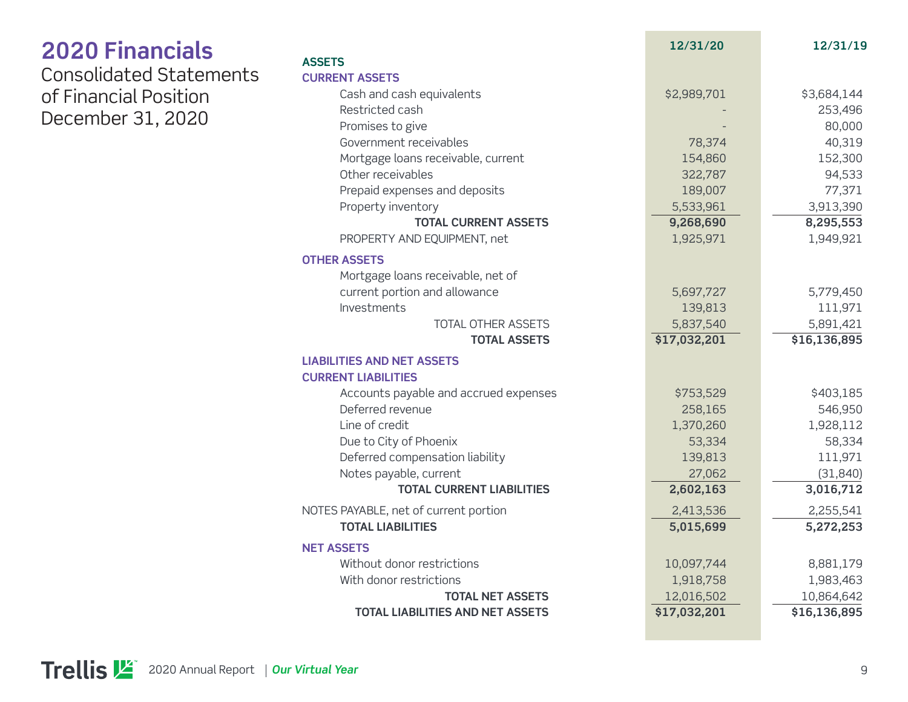# 2020 Financials

Consolidated Statements of Financial Position December 31, 2020

| | 12/31/20 | 12/31/19 |
|---|---|---|
| **ASSETS** | | |
| **CURRENT ASSETS** | | |
| Cash and cash equivalents | $2,989,701 | $3,684,144 |
| Restricted cash | - | 253,496 |
| Promises to give | - | 80,000 |
| Government receivables | 78,374 | 40,319 |
| Mortgage loans receivable, current | 154,860 | 152,300 |
| Other receivables | 322,787 | 94,533 |
| Prepaid expenses and deposits | 189,007 | 77,371 |
| Property inventory | 5,533,961 | 3,913,390 |
| **TOTAL CURRENT ASSETS** | **9,268,690** | **8,295,553** |
| PROPERTY AND EQUIPMENT, net | 1,925,971 | 1,949,921 |
| **OTHER ASSETS** | | |
| Mortgage loans receivable, net of current portion and allowance | 5,697,727 | 5,779,450 |
| Investments | 139,813 | 111,971 |
| TOTAL OTHER ASSETS | 5,837,540 | 5,891,421 |
| **TOTAL ASSETS** | **$17,032,201** | **$16,136,895** |
| **LIABILITIES AND NET ASSETS** | | |
| **CURRENT LIABILITIES** | | |
| Accounts payable and accrued expenses | $753,529 | $403,185 |
| Deferred revenue | 258,165 | 546,950 |
| Line of credit | 1,370,260 | 1,928,112 |
| Due to City of Phoenix | 53,334 | 58,334 |
| Deferred compensation liability | 139,813 | 111,971 |
| Notes payable, current | 27,062 | (31,840) |
| **TOTAL CURRENT LIABILITIES** | **2,602,163** | **3,016,712** |
| NOTES PAYABLE, net of current portion | 2,413,536 | 2,255,541 |
| **TOTAL LIABILITIES** | **5,015,699** | **5,272,253** |
| **NET ASSETS** | | |
| Without donor restrictions | 10,097,744 | 8,881,179 |
| With donor restrictions | 1,918,758 | 1,983,463 |
| **TOTAL NET ASSETS** | 12,016,502 | 10,864,642 |
| **TOTAL LIABILITIES AND NET ASSETS** | **$17,032,201** | **$16,136,895** |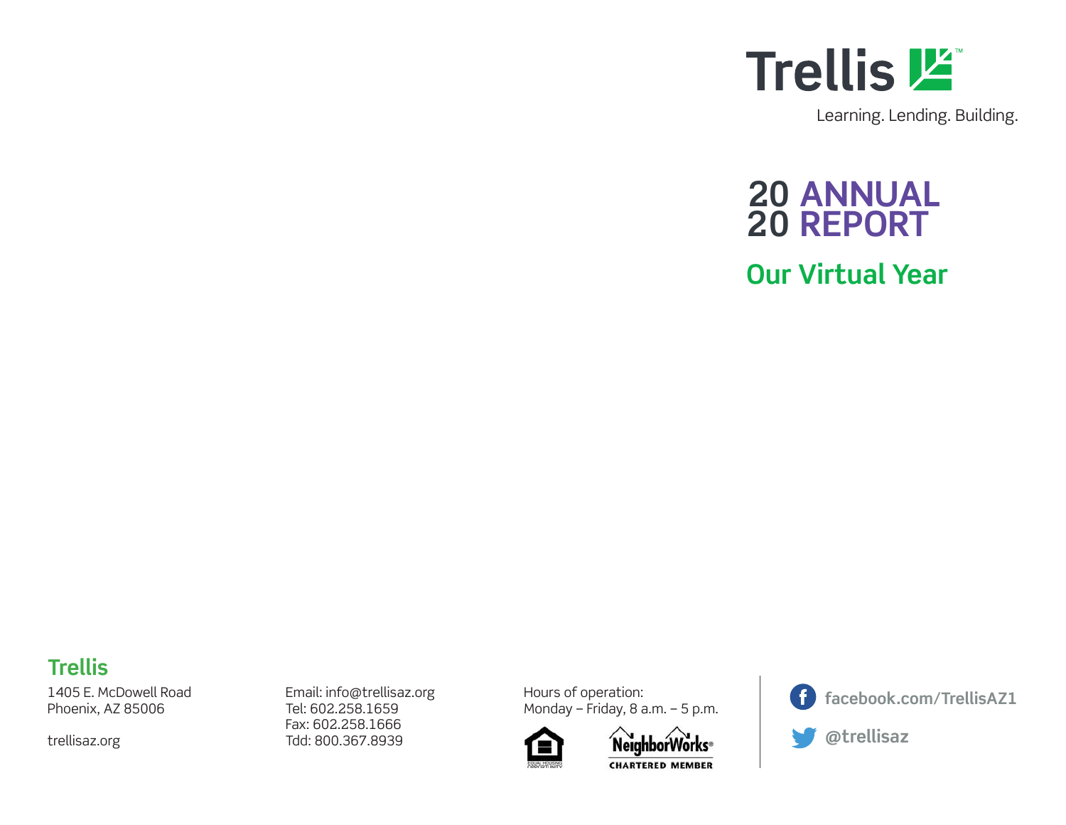# Trellis

Learning. Lending. Building.

# 2020 ANNUAL REPORT

## Our Virtual Year

**Trellis**

1405 E. McDowell Road
Phoenix, AZ 85006

trellisaz.org

Email: info@trellisaz.org
Tel: 602.258.1659
Fax: 602.258.1666
Tdd: 800.367.8939

Hours of operation:
Monday – Friday, 8 a.m. – 5 p.m.

EQUAL HOUSING OPPORTUNITY

NeighborWorks® CHARTERED MEMBER

facebook.com/TrellisAZ1

@trellisaz